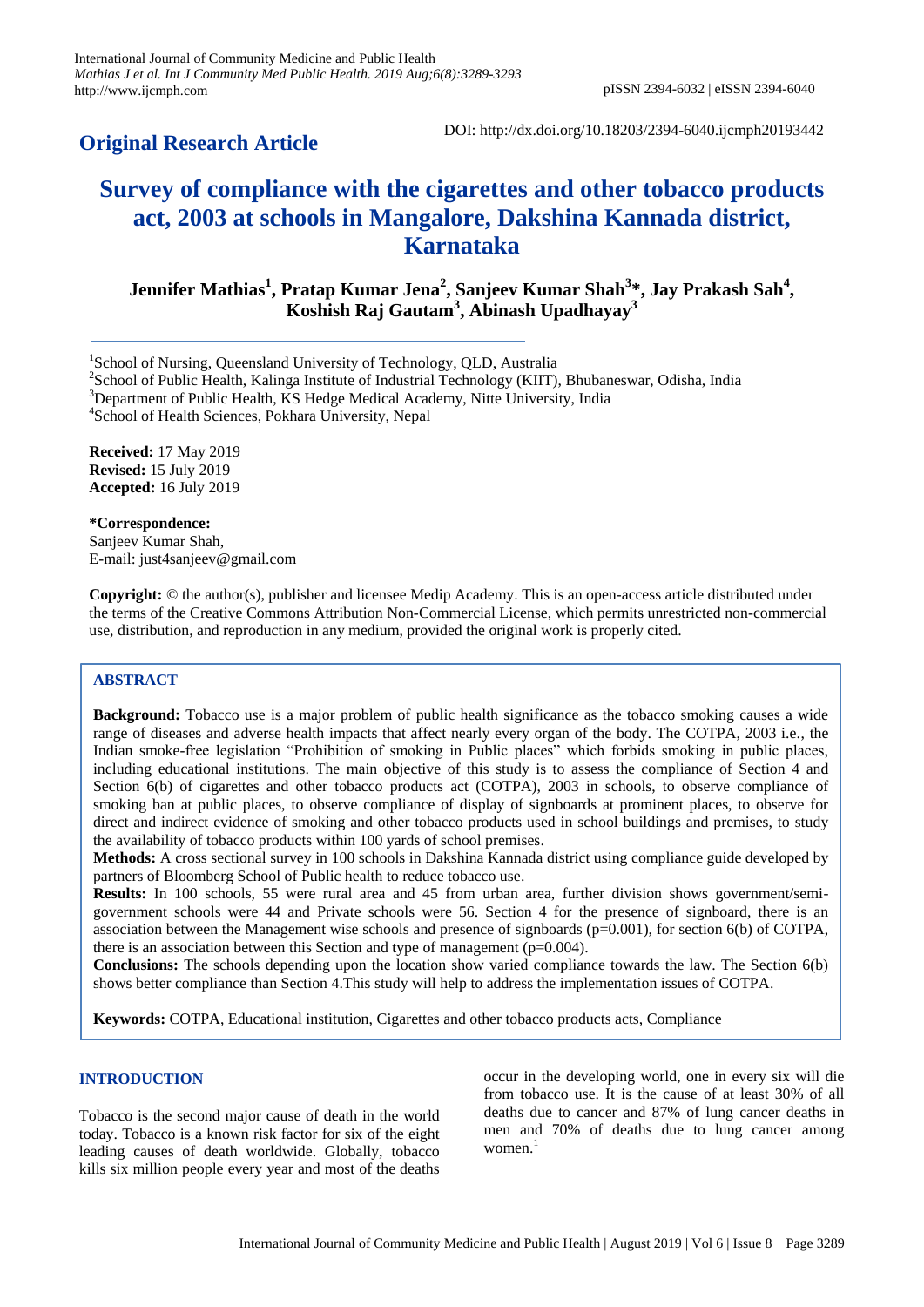**Original Research Article**

DOI: http://dx.doi.org/10.18203/2394-6040.ijcmph20193442

# Survey of compliance with the cigarettes and other tobacco products act, 2003 at schools in Mangalore, Dakshina Kannada district, Karnataka

**Jennifer Mathias[1], Pratap Kumar Jena[2], Sanjeev Kumar Shah[3]*, Jay Prakash Sah[4], Koshish Raj Gautam[3], Abinash Upadhayay[3]**

[1]School of Nursing, Queensland University of Technology, QLD, Australia
[2]School of Public Health, Kalinga Institute of Industrial Technology (KIIT), Bhubaneswar, Odisha, India
[3]Department of Public Health, KS Hedge Medical Academy, Nitte University, India
[4]School of Health Sciences, Pokhara University, Nepal

**Received:** 17 May 2019
**Revised:** 15 July 2019
**Accepted:** 16 July 2019

**\*Correspondence:**
Sanjeev Kumar Shah,
E-mail: just4sanjeev@gmail.com

**Copyright:** © the author(s), publisher and licensee Medip Academy. This is an open-access article distributed under the terms of the Creative Commons Attribution Non-Commercial License, which permits unrestricted non-commercial use, distribution, and reproduction in any medium, provided the original work is properly cited.

## ABSTRACT

**Background:** Tobacco use is a major problem of public health significance as the tobacco smoking causes a wide range of diseases and adverse health impacts that affect nearly every organ of the body. The COTPA, 2003 i.e., the Indian smoke-free legislation "Prohibition of smoking in Public places" which forbids smoking in public places, including educational institutions. The main objective of this study is to assess the compliance of Section 4 and Section 6(b) of cigarettes and other tobacco products act (COTPA), 2003 in schools, to observe compliance of smoking ban at public places, to observe compliance of display of signboards at prominent places, to observe for direct and indirect evidence of smoking and other tobacco products used in school buildings and premises, to study the availability of tobacco products within 100 yards of school premises.

**Methods:** A cross sectional survey in 100 schools in Dakshina Kannada district using compliance guide developed by partners of Bloomberg School of Public health to reduce tobacco use.

**Results:** In 100 schools, 55 were rural area and 45 from urban area, further division shows government/semi-government schools were 44 and Private schools were 56. Section 4 for the presence of signboard, there is an association between the Management wise schools and presence of signboards (p=0.001), for section 6(b) of COTPA, there is an association between this Section and type of management (p=0.004).

**Conclusions:** The schools depending upon the location show varied compliance towards the law. The Section 6(b) shows better compliance than Section 4.This study will help to address the implementation issues of COTPA.

**Keywords:** COTPA, Educational institution, Cigarettes and other tobacco products acts, Compliance

## INTRODUCTION

Tobacco is the second major cause of death in the world today. Tobacco is a known risk factor for six of the eight leading causes of death worldwide. Globally, tobacco kills six million people every year and most of the deaths occur in the developing world, one in every six will die from tobacco use. It is the cause of at least 30% of all deaths due to cancer and 87% of lung cancer deaths in men and 70% of deaths due to lung cancer among women.[1]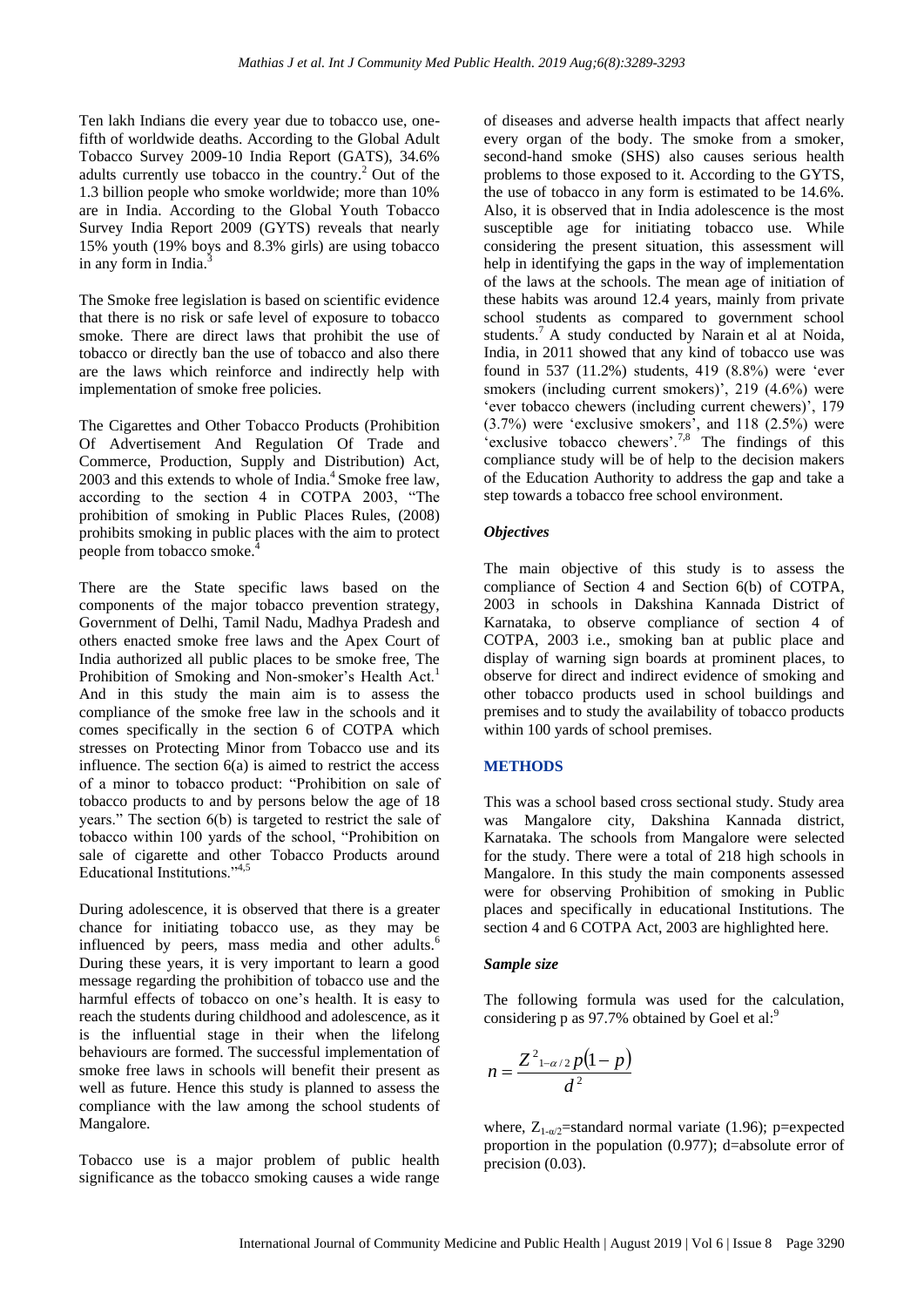Ten lakh Indians die every year due to tobacco use, one-fifth of worldwide deaths. According to the Global Adult Tobacco Survey 2009-10 India Report (GATS), 34.6% adults currently use tobacco in the country.[2] Out of the 1.3 billion people who smoke worldwide; more than 10% are in India. According to the Global Youth Tobacco Survey India Report 2009 (GYTS) reveals that nearly 15% youth (19% boys and 8.3% girls) are using tobacco in any form in India.[3]

The Smoke free legislation is based on scientific evidence that there is no risk or safe level of exposure to tobacco smoke. There are direct laws that prohibit the use of tobacco or directly ban the use of tobacco and also there are the laws which reinforce and indirectly help with implementation of smoke free policies.

The Cigarettes and Other Tobacco Products (Prohibition Of Advertisement And Regulation Of Trade and Commerce, Production, Supply and Distribution) Act, 2003 and this extends to whole of India.[4] Smoke free law, according to the section 4 in COTPA 2003, "The prohibition of smoking in Public Places Rules, (2008) prohibits smoking in public places with the aim to protect people from tobacco smoke.[4]

There are the State specific laws based on the components of the major tobacco prevention strategy, Government of Delhi, Tamil Nadu, Madhya Pradesh and others enacted smoke free laws and the Apex Court of India authorized all public places to be smoke free, The Prohibition of Smoking and Non-smoker's Health Act.[1] And in this study the main aim is to assess the compliance of the smoke free law in the schools and it comes specifically in the section 6 of COTPA which stresses on Protecting Minor from Tobacco use and its influence. The section 6(a) is aimed to restrict the access of a minor to tobacco product: "Prohibition on sale of tobacco products to and by persons below the age of 18 years." The section 6(b) is targeted to restrict the sale of tobacco within 100 yards of the school, "Prohibition on sale of cigarette and other Tobacco Products around Educational Institutions."[4,5]

During adolescence, it is observed that there is a greater chance for initiating tobacco use, as they may be influenced by peers, mass media and other adults.[6] During these years, it is very important to learn a good message regarding the prohibition of tobacco use and the harmful effects of tobacco on one's health. It is easy to reach the students during childhood and adolescence, as it is the influential stage in their when the lifelong behaviours are formed. The successful implementation of smoke free laws in schools will benefit their present as well as future. Hence this study is planned to assess the compliance with the law among the school students of Mangalore.

Tobacco use is a major problem of public health significance as the tobacco smoking causes a wide range of diseases and adverse health impacts that affect nearly every organ of the body. The smoke from a smoker, second-hand smoke (SHS) also causes serious health problems to those exposed to it. According to the GYTS, the use of tobacco in any form is estimated to be 14.6%. Also, it is observed that in India adolescence is the most susceptible age for initiating tobacco use. While considering the present situation, this assessment will help in identifying the gaps in the way of implementation of the laws at the schools. The mean age of initiation of these habits was around 12.4 years, mainly from private school students as compared to government school students.[7] A study conducted by Narain et al at Noida, India, in 2011 showed that any kind of tobacco use was found in 537 (11.2%) students, 419 (8.8%) were 'ever smokers (including current smokers)', 219 (4.6%) were 'ever tobacco chewers (including current chewers)', 179 (3.7%) were 'exclusive smokers', and 118 (2.5%) were 'exclusive tobacco chewers'.[7,8] The findings of this compliance study will be of help to the decision makers of the Education Authority to address the gap and take a step towards a tobacco free school environment.

### *Objectives*

The main objective of this study is to assess the compliance of Section 4 and Section 6(b) of COTPA, 2003 in schools in Dakshina Kannada District of Karnataka, to observe compliance of section 4 of COTPA, 2003 i.e., smoking ban at public place and display of warning sign boards at prominent places, to observe for direct and indirect evidence of smoking and other tobacco products used in school buildings and premises and to study the availability of tobacco products within 100 yards of school premises.

## METHODS

This was a school based cross sectional study. Study area was Mangalore city, Dakshina Kannada district, Karnataka. The schools from Mangalore were selected for the study. There were a total of 218 high schools in Mangalore. In this study the main components assessed were for observing Prohibition of smoking in Public places and specifically in educational Institutions. The section 4 and 6 COTPA Act, 2003 are highlighted here.

### *Sample size*

The following formula was used for the calculation, considering p as 97.7% obtained by Goel et al:[9]

$$n = \frac{Z^2_{1-\alpha/2}\, p(1-p)}{d^2}$$

where, $Z_{1-\alpha/2}$=standard normal variate (1.96); p=expected proportion in the population (0.977); d=absolute error of precision (0.03).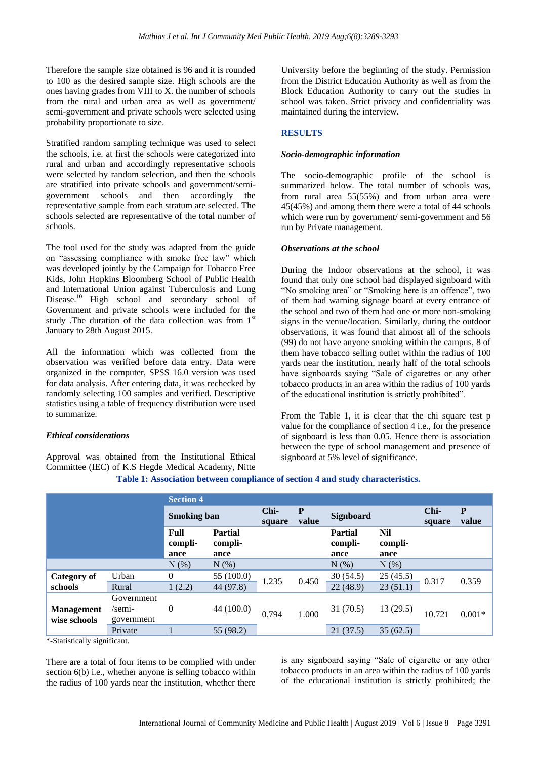Therefore the sample size obtained is 96 and it is rounded to 100 as the desired sample size. High schools are the ones having grades from VIII to X. the number of schools from the rural and urban area as well as government/ semi-government and private schools were selected using probability proportionate to size.

Stratified random sampling technique was used to select the schools, i.e. at first the schools were categorized into rural and urban and accordingly representative schools were selected by random selection, and then the schools are stratified into private schools and government/semi-government schools and then accordingly the representative sample from each stratum are selected. The schools selected are representative of the total number of schools.

The tool used for the study was adapted from the guide on "assessing compliance with smoke free law" which was developed jointly by the Campaign for Tobacco Free Kids, John Hopkins Bloomberg School of Public Health and International Union against Tuberculosis and Lung Disease.[10] High school and secondary school of Government and private schools were included for the study .The duration of the data collection was from 1st January to 28th August 2015.

All the information which was collected from the observation was verified before data entry. Data were organized in the computer, SPSS 16.0 version was used for data analysis. After entering data, it was rechecked by randomly selecting 100 samples and verified. Descriptive statistics using a table of frequency distribution were used to summarize.

### *Ethical considerations*

Approval was obtained from the Institutional Ethical Committee (IEC) of K.S Hegde Medical Academy, Nitte University before the beginning of the study. Permission from the District Education Authority as well as from the Block Education Authority to carry out the studies in school was taken. Strict privacy and confidentiality was maintained during the interview.

## RESULTS

### *Socio-demographic information*

The socio-demographic profile of the school is summarized below. The total number of schools was, from rural area 55(55%) and from urban area were 45(45%) and among them there were a total of 44 schools which were run by government/ semi-government and 56 run by Private management.

### *Observations at the school*

During the Indoor observations at the school, it was found that only one school had displayed signboard with "No smoking area" or "Smoking here is an offence", two of them had warning signage board at every entrance of the school and two of them had one or more non-smoking signs in the venue/location. Similarly, during the outdoor observations, it was found that almost all of the schools (99) do not have anyone smoking within the campus, 8 of them have tobacco selling outlet within the radius of 100 yards near the institution, nearly half of the total schools have signboards saying "Sale of cigarettes or any other tobacco products in an area within the radius of 100 yards of the educational institution is strictly prohibited".

From the Table 1, it is clear that the chi square test p value for the compliance of section 4 i.e., for the presence of signboard is less than 0.05. Hence there is association between the type of school management and presence of signboard at 5% level of significance.

**Table 1: Association between compliance of section 4 and study characteristics.**

| | | Section 4 | | | | | | | |
|---|---|---|---|---|---|---|---|---|---|
| | | **Smoking ban** | | **Chi-square** | **P value** | **Signboard** | | **Chi-square** | **P value** |
| | | **Full compliance** | **Partial compliance** | | | **Partial compliance** | **Nil compliance** | | |
| | | N (%) | N (%) | | | N (%) | N (%) | | |
| **Category of schools** | Urban | 0 | 55 (100.0) | 1.235 | 0.450 | 30 (54.5) | 25 (45.5) | 0.317 | 0.359 |
| | Rural | 1 (2.2) | 44 (97.8) | | | 22 (48.9) | 23 (51.1) | | |
| **Management wise schools** | Government /semi-government | 0 | 44 (100.0) | 0.794 | 1.000 | 31 (70.5) | 13 (29.5) | 10.721 | 0.001* |
| | Private | 1 | 55 (98.2) | | | 21 (37.5) | 35 (62.5) | | |

*-Statistically significant.

There are a total of four items to be complied with under section 6(b) i.e., whether anyone is selling tobacco within the radius of 100 yards near the institution, whether there is any signboard saying "Sale of cigarette or any other tobacco products in an area within the radius of 100 yards of the educational institution is strictly prohibited; the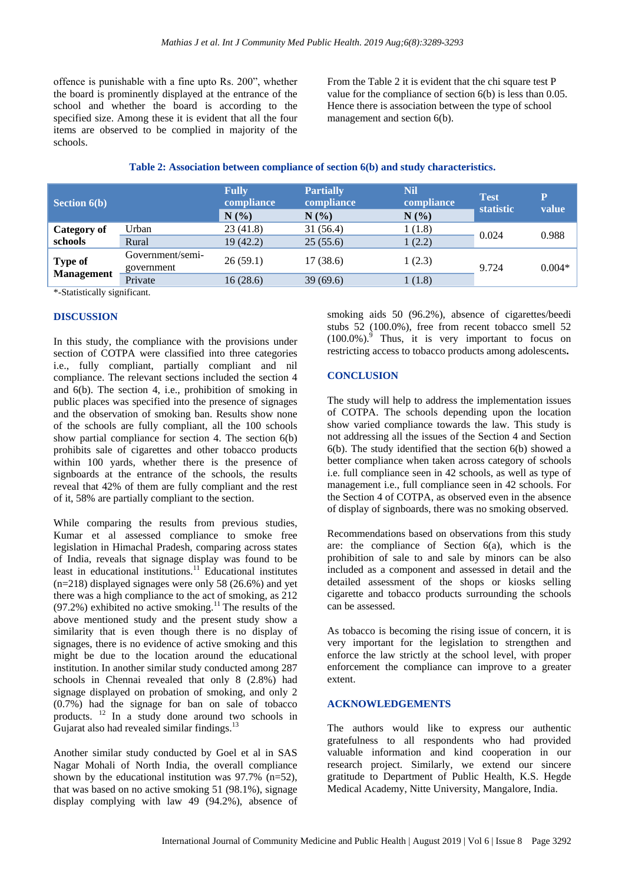offence is punishable with a fine upto Rs. 200", whether the board is prominently displayed at the entrance of the school and whether the board is according to the specified size. Among these it is evident that all the four items are observed to be complied in majority of the schools.

From the Table 2 it is evident that the chi square test P value for the compliance of section 6(b) is less than 0.05. Hence there is association between the type of school management and section 6(b).

**Table 2: Association between compliance of section 6(b) and study characteristics.**

| Section 6(b) | | Fully compliance N (%) | Partially compliance N (%) | Nil compliance N (%) | Test statistic | P value |
|---|---|---|---|---|---|---|
| Category of schools | Urban | 23 (41.8) | 31 (56.4) | 1 (1.8) | 0.024 | 0.988 |
| | Rural | 19 (42.2) | 25 (55.6) | 1 (2.2) | | |
| Type of Management | Government/semi-government | 26 (59.1) | 17 (38.6) | 1 (2.3) | 9.724 | 0.004* |
| | Private | 16 (28.6) | 39 (69.6) | 1 (1.8) | | |

*-Statistically significant.

## DISCUSSION

In this study, the compliance with the provisions under section of COTPA were classified into three categories i.e., fully compliant, partially compliant and nil compliance. The relevant sections included the section 4 and 6(b). The section 4, i.e., prohibition of smoking in public places was specified into the presence of signages and the observation of smoking ban. Results show none of the schools are fully compliant, all the 100 schools show partial compliance for section 4. The section 6(b) prohibits sale of cigarettes and other tobacco products within 100 yards, whether there is the presence of signboards at the entrance of the schools, the results reveal that 42% of them are fully compliant and the rest of it, 58% are partially compliant to the section.

While comparing the results from previous studies, Kumar et al assessed compliance to smoke free legislation in Himachal Pradesh, comparing across states of India, reveals that signage display was found to be least in educational institutions.[11] Educational institutes (n=218) displayed signages were only 58 (26.6%) and yet there was a high compliance to the act of smoking, as 212 (97.2%) exhibited no active smoking.[11] The results of the above mentioned study and the present study show a similarity that is even though there is no display of signages, there is no evidence of active smoking and this might be due to the location around the educational institution. In another similar study conducted among 287 schools in Chennai revealed that only 8 (2.8%) had signage displayed on probation of smoking, and only 2 (0.7%) had the signage for ban on sale of tobacco products. [12] In a study done around two schools in Gujarat also had revealed similar findings.[13]

Another similar study conducted by Goel et al in SAS Nagar Mohali of North India, the overall compliance shown by the educational institution was 97.7% (n=52), that was based on no active smoking 51 (98.1%), signage display complying with law 49 (94.2%), absence of smoking aids 50 (96.2%), absence of cigarettes/beedi stubs 52 (100.0%), free from recent tobacco smell 52 (100.0%).[9] Thus, it is very important to focus on restricting access to tobacco products among adolescents**.**

## CONCLUSION

The study will help to address the implementation issues of COTPA. The schools depending upon the location show varied compliance towards the law. This study is not addressing all the issues of the Section 4 and Section 6(b). The study identified that the section 6(b) showed a better compliance when taken across category of schools i.e. full compliance seen in 42 schools, as well as type of management i.e., full compliance seen in 42 schools. For the Section 4 of COTPA, as observed even in the absence of display of signboards, there was no smoking observed.

Recommendations based on observations from this study are: the compliance of Section 6(a), which is the prohibition of sale to and sale by minors can be also included as a component and assessed in detail and the detailed assessment of the shops or kiosks selling cigarette and tobacco products surrounding the schools can be assessed.

As tobacco is becoming the rising issue of concern, it is very important for the legislation to strengthen and enforce the law strictly at the school level, with proper enforcement the compliance can improve to a greater extent.

## ACKNOWLEDGEMENTS

The authors would like to express our authentic gratefulness to all respondents who had provided valuable information and kind cooperation in our research project. Similarly, we extend our sincere gratitude to Department of Public Health, K.S. Hegde Medical Academy, Nitte University, Mangalore, India.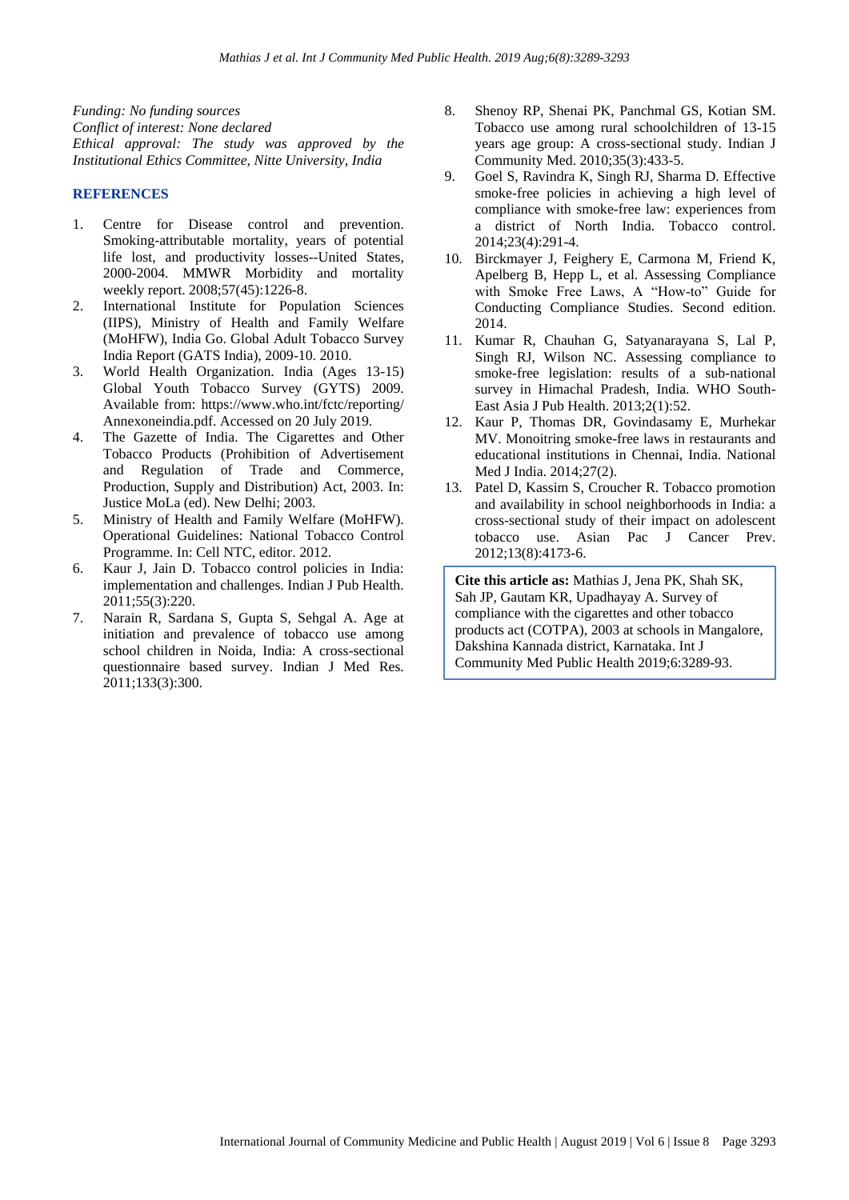*Funding: No funding sources*
*Conflict of interest: None declared*
*Ethical approval: The study was approved by the Institutional Ethics Committee, Nitte University, India*

## REFERENCES

1. Centre for Disease control and prevention. Smoking-attributable mortality, years of potential life lost, and productivity losses--United States, 2000-2004. MMWR Morbidity and mortality weekly report. 2008;57(45):1226-8.
2. International Institute for Population Sciences (IIPS), Ministry of Health and Family Welfare (MoHFW), India Go. Global Adult Tobacco Survey India Report (GATS India), 2009-10. 2010.
3. World Health Organization. India (Ages 13-15) Global Youth Tobacco Survey (GYTS) 2009. Available from: https://www.who.int/fctc/reporting/Annexoneindia.pdf. Accessed on 20 July 2019.
4. The Gazette of India. The Cigarettes and Other Tobacco Products (Prohibition of Advertisement and Regulation of Trade and Commerce, Production, Supply and Distribution) Act, 2003. In: Justice MoLa (ed). New Delhi; 2003.
5. Ministry of Health and Family Welfare (MoHFW). Operational Guidelines: National Tobacco Control Programme. In: Cell NTC, editor. 2012.
6. Kaur J, Jain D. Tobacco control policies in India: implementation and challenges. Indian J Pub Health. 2011;55(3):220.
7. Narain R, Sardana S, Gupta S, Sehgal A. Age at initiation and prevalence of tobacco use among school children in Noida, India: A cross-sectional questionnaire based survey. Indian J Med Res. 2011;133(3):300.
8. Shenoy RP, Shenai PK, Panchmal GS, Kotian SM. Tobacco use among rural schoolchildren of 13-15 years age group: A cross-sectional study. Indian J Community Med. 2010;35(3):433-5.
9. Goel S, Ravindra K, Singh RJ, Sharma D. Effective smoke-free policies in achieving a high level of compliance with smoke-free law: experiences from a district of North India. Tobacco control. 2014;23(4):291-4.
10. Birckmayer J, Feighery E, Carmona M, Friend K, Apelberg B, Hepp L, et al. Assessing Compliance with Smoke Free Laws, A "How-to" Guide for Conducting Compliance Studies. Second edition. 2014.
11. Kumar R, Chauhan G, Satyanarayana S, Lal P, Singh RJ, Wilson NC. Assessing compliance to smoke-free legislation: results of a sub-national survey in Himachal Pradesh, India. WHO South-East Asia J Pub Health. 2013;2(1):52.
12. Kaur P, Thomas DR, Govindasamy E, Murhekar MV. Monoitring smoke-free laws in restaurants and educational institutions in Chennai, India. National Med J India. 2014;27(2).
13. Patel D, Kassim S, Croucher R. Tobacco promotion and availability in school neighborhoods in India: a cross-sectional study of their impact on adolescent tobacco use. Asian Pac J Cancer Prev. 2012;13(8):4173-6.

**Cite this article as:** Mathias J, Jena PK, Shah SK, Sah JP, Gautam KR, Upadhayay A. Survey of compliance with the cigarettes and other tobacco products act (COTPA), 2003 at schools in Mangalore, Dakshina Kannada district, Karnataka. Int J Community Med Public Health 2019;6:3289-93.